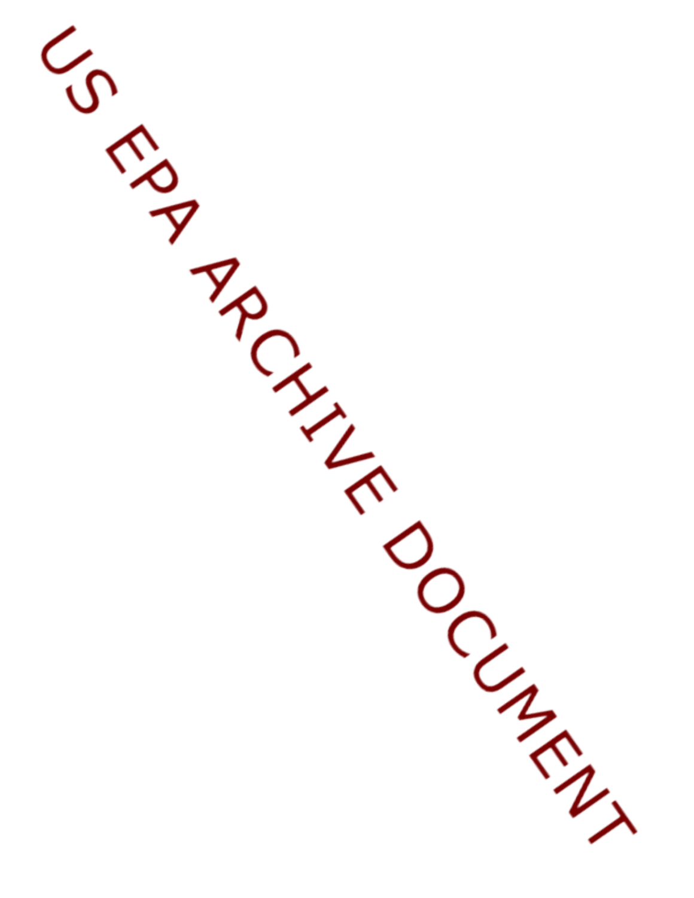US EPA ARCHIVE DOCUMENT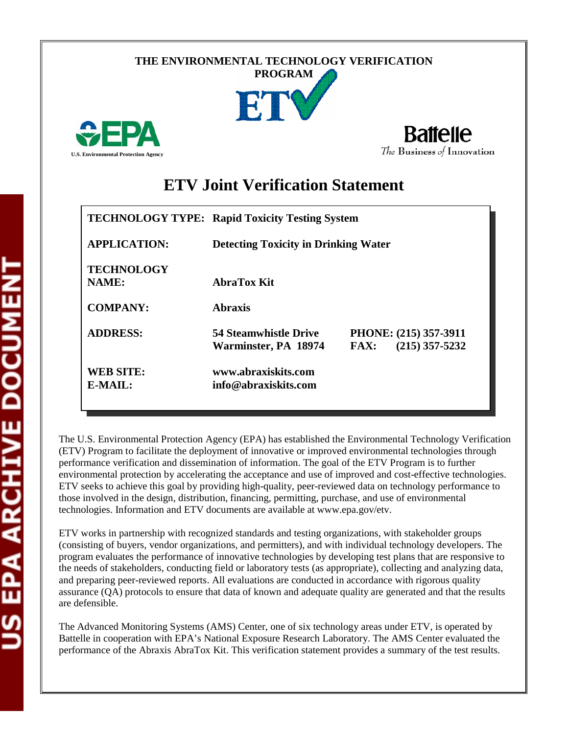THE ENVIRONMENTAL TECHNOLOGY VERIFICATION PROGRAM

U.S. Environmental Protection Agency

Battelle
The Business of Innovation

# ETV Joint Verification Statement

| | | |
|---|---|---|
| **TECHNOLOGY TYPE:** | **Rapid Toxicity Testing System** | |
| **APPLICATION:** | **Detecting Toxicity in Drinking Water** | |
| **TECHNOLOGY NAME:** | **AbraTox Kit** | |
| **COMPANY:** | **Abraxis** | |
| **ADDRESS:** | **54 Steamwhistle Drive**<br>**Warminster, PA 18974** | **PHONE: (215) 357-3911**<br>**FAX: (215) 357-5232** |
| **WEB SITE:**<br>**E-MAIL:** | **www.abraxiskits.com**<br>**info@abraxiskits.com** | |

The U.S. Environmental Protection Agency (EPA) has established the Environmental Technology Verification (ETV) Program to facilitate the deployment of innovative or improved environmental technologies through performance verification and dissemination of information. The goal of the ETV Program is to further environmental protection by accelerating the acceptance and use of improved and cost-effective technologies. ETV seeks to achieve this goal by providing high-quality, peer-reviewed data on technology performance to those involved in the design, distribution, financing, permitting, purchase, and use of environmental technologies. Information and ETV documents are available at www.epa.gov/etv.

ETV works in partnership with recognized standards and testing organizations, with stakeholder groups (consisting of buyers, vendor organizations, and permitters), and with individual technology developers. The program evaluates the performance of innovative technologies by developing test plans that are responsive to the needs of stakeholders, conducting field or laboratory tests (as appropriate), collecting and analyzing data, and preparing peer-reviewed reports. All evaluations are conducted in accordance with rigorous quality assurance (QA) protocols to ensure that data of known and adequate quality are generated and that the results are defensible.

The Advanced Monitoring Systems (AMS) Center, one of six technology areas under ETV, is operated by Battelle in cooperation with EPA's National Exposure Research Laboratory. The AMS Center evaluated the performance of the Abraxis AbraTox Kit. This verification statement provides a summary of the test results.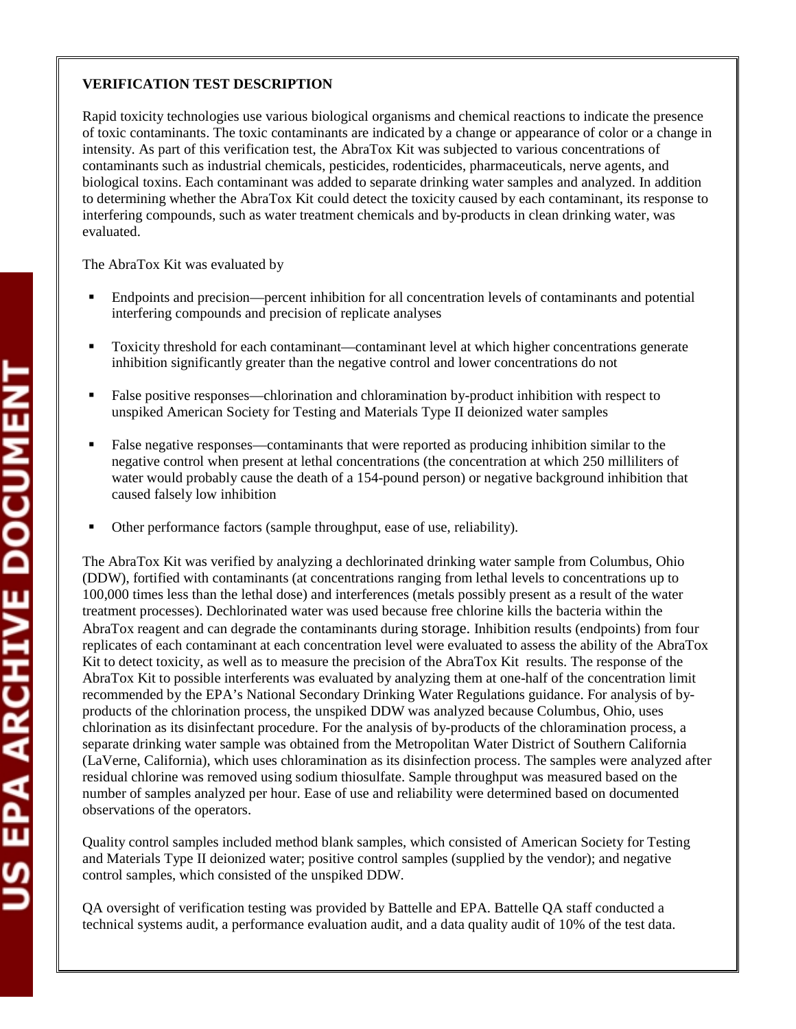**VERIFICATION TEST DESCRIPTION**

Rapid toxicity technologies use various biological organisms and chemical reactions to indicate the presence of toxic contaminants. The toxic contaminants are indicated by a change or appearance of color or a change in intensity. As part of this verification test, the AbraTox Kit was subjected to various concentrations of contaminants such as industrial chemicals, pesticides, rodenticides, pharmaceuticals, nerve agents, and biological toxins. Each contaminant was added to separate drinking water samples and analyzed. In addition to determining whether the AbraTox Kit could detect the toxicity caused by each contaminant, its response to interfering compounds, such as water treatment chemicals and by-products in clean drinking water, was evaluated.

The AbraTox Kit was evaluated by

- Endpoints and precision—percent inhibition for all concentration levels of contaminants and potential interfering compounds and precision of replicate analyses
- Toxicity threshold for each contaminant—contaminant level at which higher concentrations generate inhibition significantly greater than the negative control and lower concentrations do not
- False positive responses—chlorination and chloramination by-product inhibition with respect to unspiked American Society for Testing and Materials Type II deionized water samples
- False negative responses—contaminants that were reported as producing inhibition similar to the negative control when present at lethal concentrations (the concentration at which 250 milliliters of water would probably cause the death of a 154-pound person) or negative background inhibition that caused falsely low inhibition
- Other performance factors (sample throughput, ease of use, reliability).

The AbraTox Kit was verified by analyzing a dechlorinated drinking water sample from Columbus, Ohio (DDW), fortified with contaminants (at concentrations ranging from lethal levels to concentrations up to 100,000 times less than the lethal dose) and interferences (metals possibly present as a result of the water treatment processes). Dechlorinated water was used because free chlorine kills the bacteria within the AbraTox reagent and can degrade the contaminants during storage. Inhibition results (endpoints) from four replicates of each contaminant at each concentration level were evaluated to assess the ability of the AbraTox Kit to detect toxicity, as well as to measure the precision of the AbraTox Kit results. The response of the AbraTox Kit to possible interferents was evaluated by analyzing them at one-half of the concentration limit recommended by the EPA's National Secondary Drinking Water Regulations guidance. For analysis of by-products of the chlorination process, the unspiked DDW was analyzed because Columbus, Ohio, uses chlorination as its disinfectant procedure. For the analysis of by-products of the chloramination process, a separate drinking water sample was obtained from the Metropolitan Water District of Southern California (LaVerne, California), which uses chloramination as its disinfection process. The samples were analyzed after residual chlorine was removed using sodium thiosulfate. Sample throughput was measured based on the number of samples analyzed per hour. Ease of use and reliability were determined based on documented observations of the operators.

Quality control samples included method blank samples, which consisted of American Society for Testing and Materials Type II deionized water; positive control samples (supplied by the vendor); and negative control samples, which consisted of the unspiked DDW.

QA oversight of verification testing was provided by Battelle and EPA. Battelle QA staff conducted a technical systems audit, a performance evaluation audit, and a data quality audit of 10% of the test data.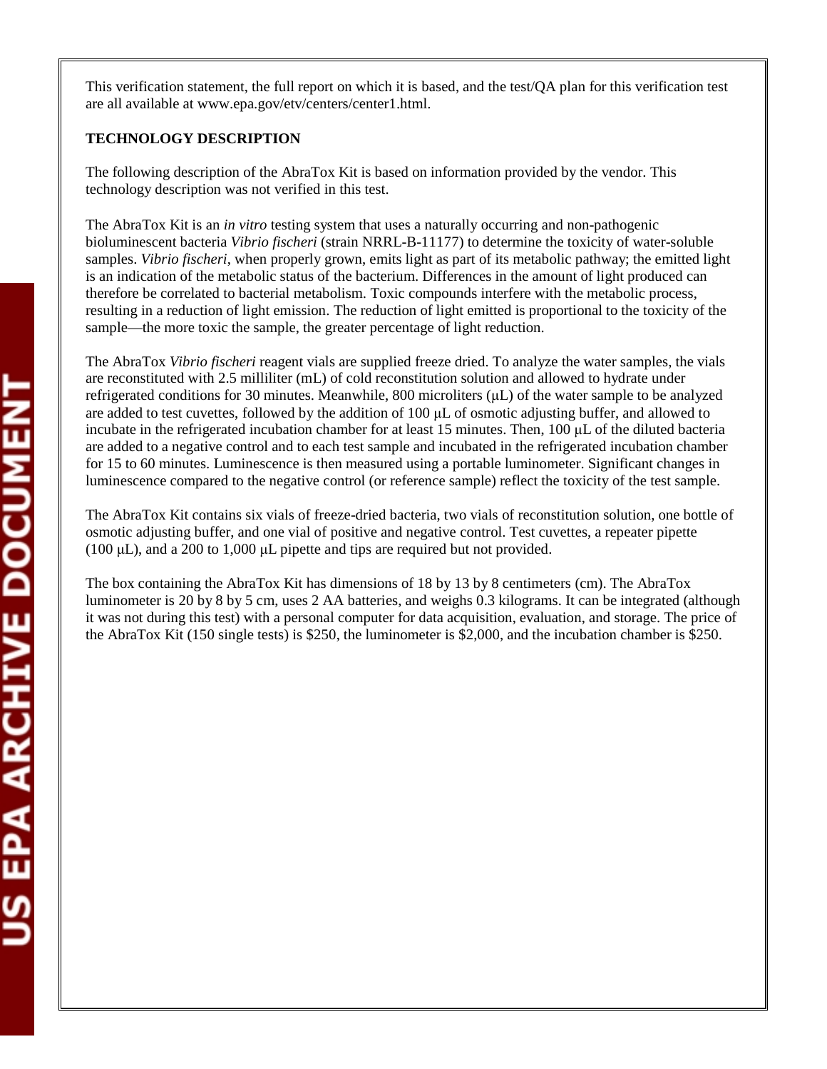This verification statement, the full report on which it is based, and the test/QA plan for this verification test are all available at www.epa.gov/etv/centers/center1.html.

**TECHNOLOGY DESCRIPTION**

The following description of the AbraTox Kit is based on information provided by the vendor. This technology description was not verified in this test.

The AbraTox Kit is an *in vitro* testing system that uses a naturally occurring and non-pathogenic bioluminescent bacteria *Vibrio fischeri* (strain NRRL-B-11177) to determine the toxicity of water-soluble samples. *Vibrio fischeri*, when properly grown, emits light as part of its metabolic pathway; the emitted light is an indication of the metabolic status of the bacterium. Differences in the amount of light produced can therefore be correlated to bacterial metabolism. Toxic compounds interfere with the metabolic process, resulting in a reduction of light emission. The reduction of light emitted is proportional to the toxicity of the sample—the more toxic the sample, the greater percentage of light reduction.

The AbraTox *Vibrio fischeri* reagent vials are supplied freeze dried. To analyze the water samples, the vials are reconstituted with 2.5 milliliter (mL) of cold reconstitution solution and allowed to hydrate under refrigerated conditions for 30 minutes. Meanwhile, 800 microliters (µL) of the water sample to be analyzed are added to test cuvettes, followed by the addition of 100 µL of osmotic adjusting buffer, and allowed to incubate in the refrigerated incubation chamber for at least 15 minutes. Then, 100 µL of the diluted bacteria are added to a negative control and to each test sample and incubated in the refrigerated incubation chamber for 15 to 60 minutes. Luminescence is then measured using a portable luminometer. Significant changes in luminescence compared to the negative control (or reference sample) reflect the toxicity of the test sample.

The AbraTox Kit contains six vials of freeze-dried bacteria, two vials of reconstitution solution, one bottle of osmotic adjusting buffer, and one vial of positive and negative control. Test cuvettes, a repeater pipette (100 µL), and a 200 to 1,000 µL pipette and tips are required but not provided.

The box containing the AbraTox Kit has dimensions of 18 by 13 by 8 centimeters (cm). The AbraTox luminometer is 20 by 8 by 5 cm, uses 2 AA batteries, and weighs 0.3 kilograms. It can be integrated (although it was not during this test) with a personal computer for data acquisition, evaluation, and storage. The price of the AbraTox Kit (150 single tests) is $250, the luminometer is $2,000, and the incubation chamber is $250.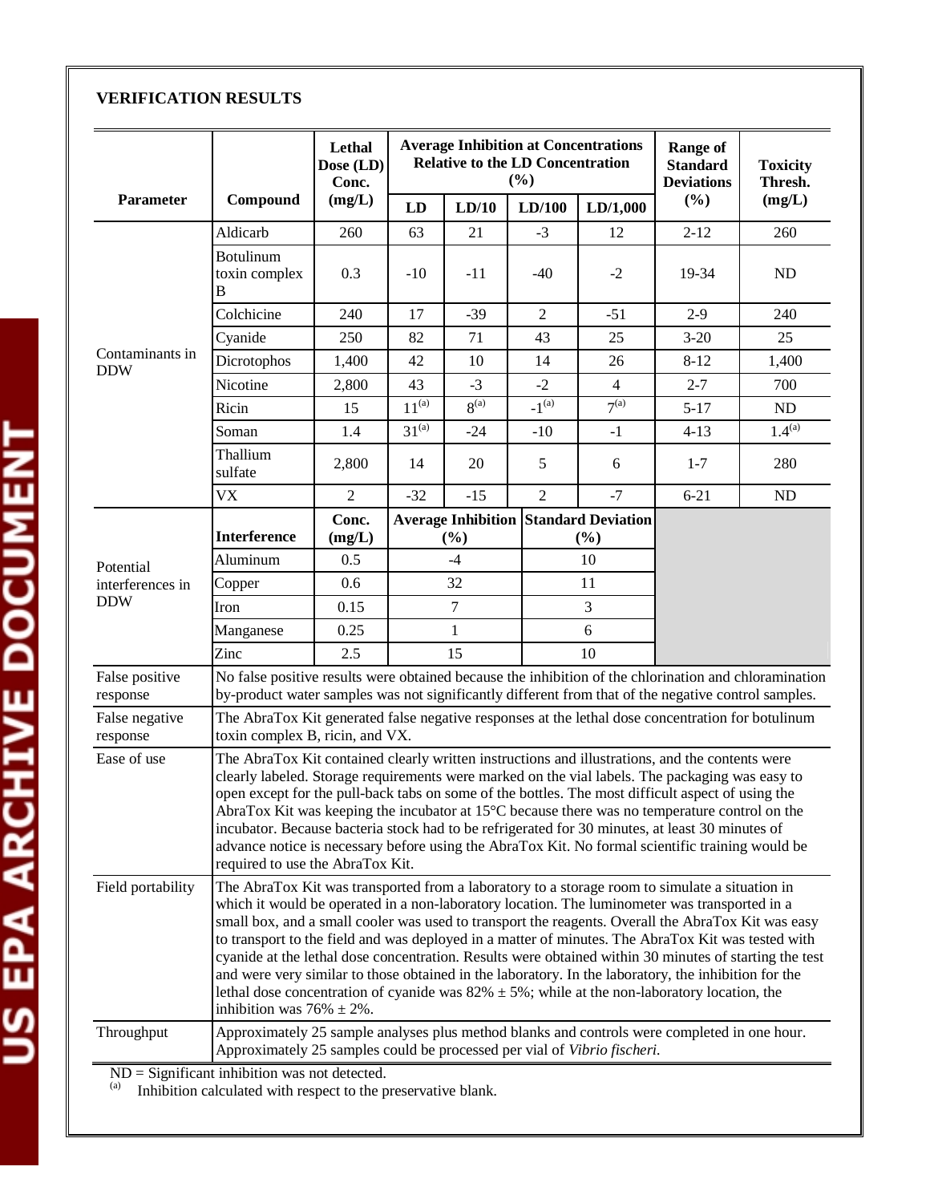## VERIFICATION RESULTS

| Parameter | Compound | Lethal Dose (LD) Conc. (mg/L) | Average Inhibition at Concentrations Relative to the LD Concentration (%) | | | | Range of Standard Deviations (%) | Toxicity Thresh. (mg/L) |
|---|---|---|---|---|---|---|---|---|
| | | | LD | LD/10 | LD/100 | LD/1,000 | | |
| Contaminants in DDW | Aldicarb | 260 | 63 | 21 | -3 | 12 | 2-12 | 260 |
| | Botulinum toxin complex B | 0.3 | -10 | -11 | -40 | -2 | 19-34 | ND |
| | Colchicine | 240 | 17 | -39 | 2 | -51 | 2-9 | 240 |
| | Cyanide | 250 | 82 | 71 | 43 | 25 | 3-20 | 25 |
| | Dicrotophos | 1,400 | 42 | 10 | 14 | 26 | 8-12 | 1,400 |
| | Nicotine | 2,800 | 43 | -3 | -2 | 4 | 2-7 | 700 |
| | Ricin | 15 | 11[(a)] | 8[(a)] | -1[(a)] | 7[(a)] | 5-17 | ND |
| | Soman | 1.4 | 31[(a)] | -24 | -10 | -1 | 4-13 | 1.4[(a)] |
| | Thallium sulfate | 2,800 | 14 | 20 | 5 | 6 | 1-7 | 280 |
| | VX | 2 | -32 | -15 | 2 | -7 | 6-21 | ND |

| Parameter | Interference | Conc. (mg/L) | Average Inhibition (%) | Standard Deviation (%) |
|---|---|---|---|---|
| Potential interferences in DDW | Aluminum | 0.5 | -4 | 10 |
| | Copper | 0.6 | 32 | 11 |
| | Iron | 0.15 | 7 | 3 |
| | Manganese | 0.25 | 1 | 6 |
| | Zinc | 2.5 | 15 | 10 |

| Parameter | Result |
|---|---|
| False positive response | No false positive results were obtained because the inhibition of the chlorination and chloramination by-product water samples was not significantly different from that of the negative control samples. |
| False negative response | The AbraTox Kit generated false negative responses at the lethal dose concentration for botulinum toxin complex B, ricin, and VX. |
| Ease of use | The AbraTox Kit contained clearly written instructions and illustrations, and the contents were clearly labeled. Storage requirements were marked on the vial labels. The packaging was easy to open except for the pull-back tabs on some of the bottles. The most difficult aspect of using the AbraTox Kit was keeping the incubator at 15°C because there was no temperature control on the incubator. Because bacteria stock had to be refrigerated for 30 minutes, at least 30 minutes of advance notice is necessary before using the AbraTox Kit. No formal scientific training would be required to use the AbraTox Kit. |
| Field portability | The AbraTox Kit was transported from a laboratory to a storage room to simulate a situation in which it would be operated in a non-laboratory location. The luminometer was transported in a small box, and a small cooler was used to transport the reagents. Overall the AbraTox Kit was easy to transport to the field and was deployed in a matter of minutes. The AbraTox Kit was tested with cyanide at the lethal dose concentration. Results were obtained within 30 minutes of starting the test and were very similar to those obtained in the laboratory. In the laboratory, the inhibition for the lethal dose concentration of cyanide was 82% ± 5%; while at the non-laboratory location, the inhibition was 76% ± 2%. |
| Throughput | Approximately 25 sample analyses plus method blanks and controls were completed in one hour. Approximately 25 samples could be processed per vial of *Vibrio fischeri*. |

ND = Significant inhibition was not detected.
(a) Inhibition calculated with respect to the preservative blank.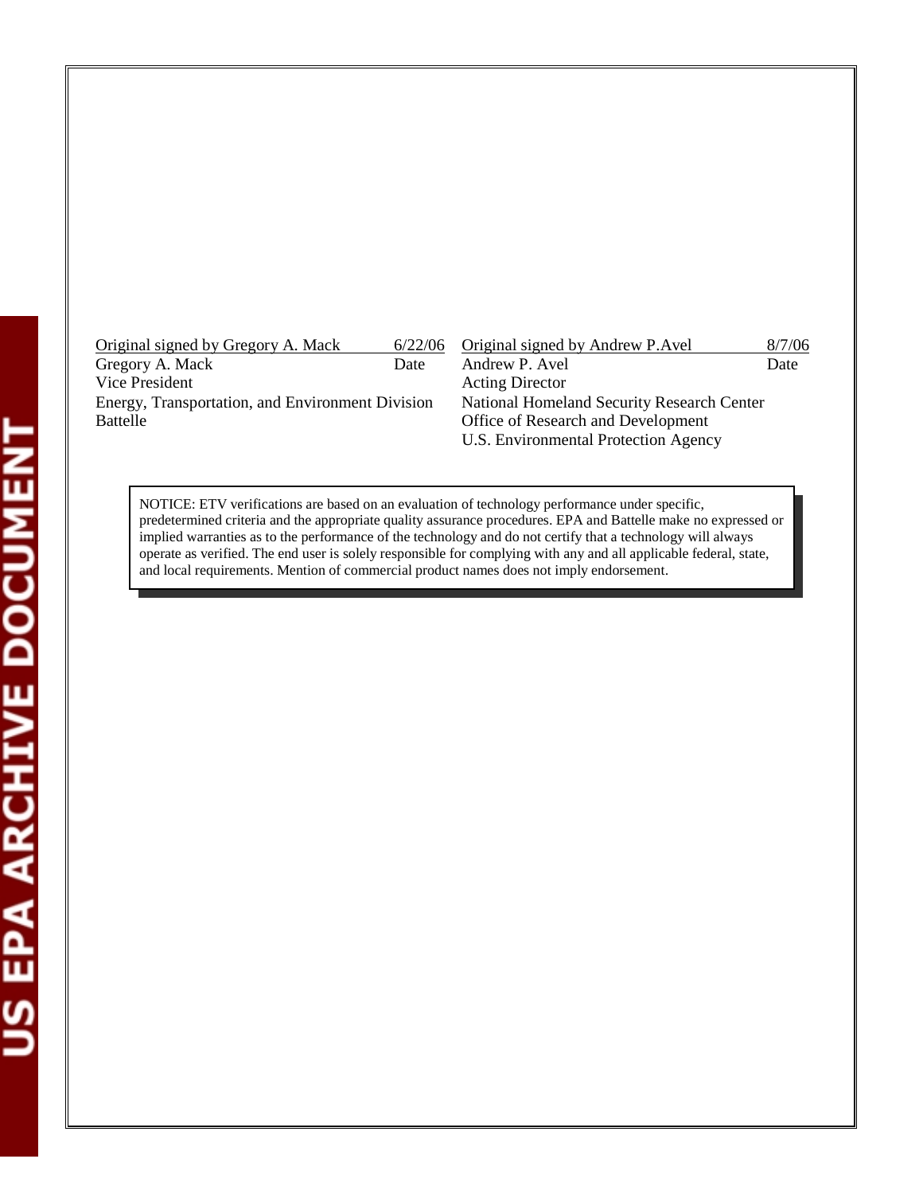Original signed by Gregory A. Mack 6/22/06
Gregory A. Mack Date
Vice President
Energy, Transportation, and Environment Division
Battelle

Original signed by Andrew P.Avel 8/7/06
Andrew P. Avel Date
Acting Director
National Homeland Security Research Center
Office of Research and Development
U.S. Environmental Protection Agency

NOTICE: ETV verifications are based on an evaluation of technology performance under specific, predetermined criteria and the appropriate quality assurance procedures. EPA and Battelle make no expressed or implied warranties as to the performance of the technology and do not certify that a technology will always operate as verified. The end user is solely responsible for complying with any and all applicable federal, state, and local requirements. Mention of commercial product names does not imply endorsement.